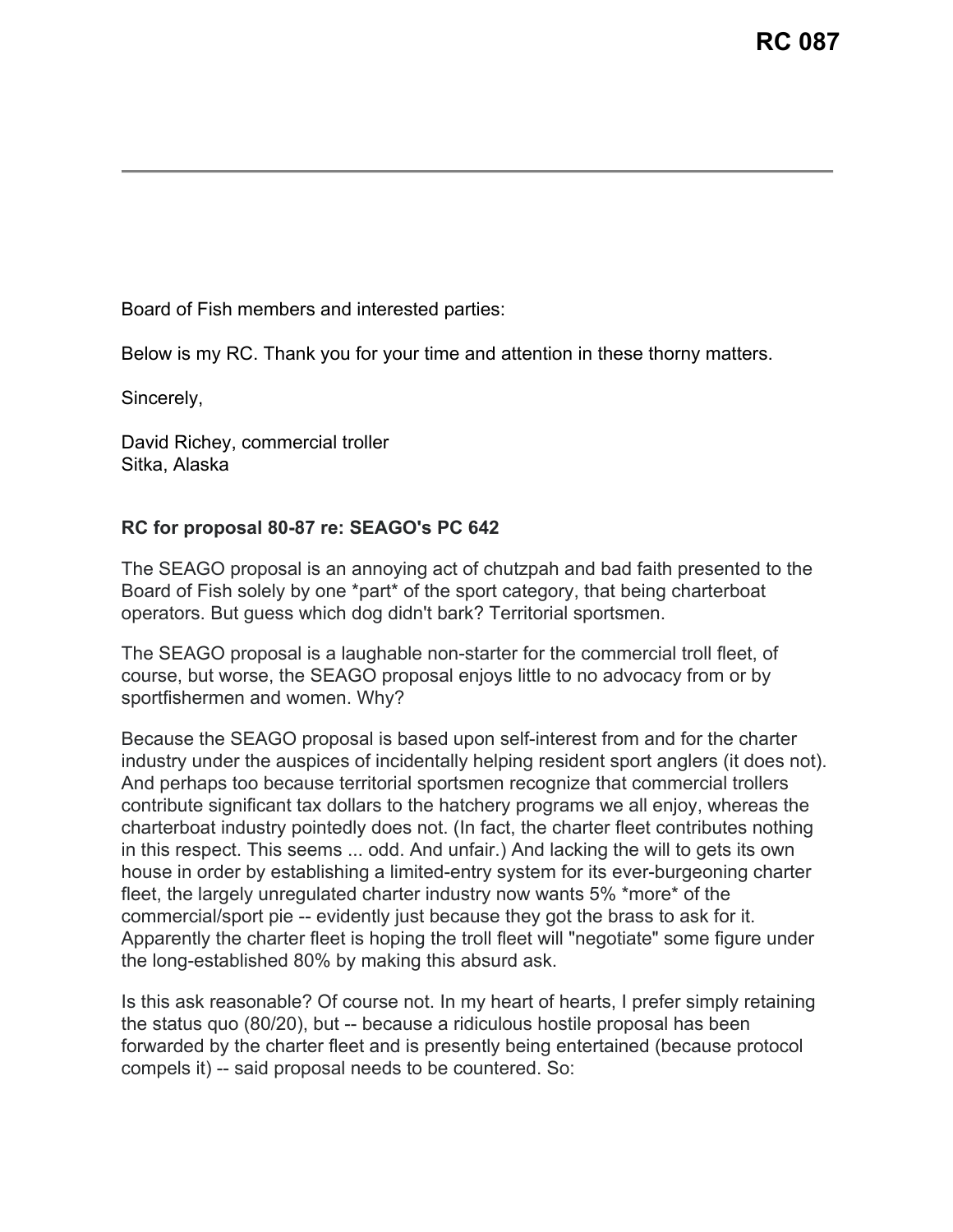# RC 087

---

Board of Fish members and interested parties:

Below is my RC. Thank you for your time and attention in these thorny matters.

Sincerely,

David Richey, commercial troller
Sitka, Alaska

**RC for proposal 80-87 re: SEAGO's PC 642**

The SEAGO proposal is an annoying act of chutzpah and bad faith presented to the Board of Fish solely by one *part* of the sport category, that being charterboat operators. But guess which dog didn't bark? Territorial sportsmen.

The SEAGO proposal is a laughable non-starter for the commercial troll fleet, of course, but worse, the SEAGO proposal enjoys little to no advocacy from or by sportfishermen and women. Why?

Because the SEAGO proposal is based upon self-interest from and for the charter industry under the auspices of incidentally helping resident sport anglers (it does not). And perhaps too because territorial sportsmen recognize that commercial trollers contribute significant tax dollars to the hatchery programs we all enjoy, whereas the charterboat industry pointedly does not. (In fact, the charter fleet contributes nothing in this respect. This seems ... odd. And unfair.) And lacking the will to gets its own house in order by establishing a limited-entry system for its ever-burgeoning charter fleet, the largely unregulated charter industry now wants 5% *more* of the commercial/sport pie -- evidently just because they got the brass to ask for it. Apparently the charter fleet is hoping the troll fleet will "negotiate" some figure under the long-established 80% by making this absurd ask.

Is this ask reasonable? Of course not. In my heart of hearts, I prefer simply retaining the status quo (80/20), but -- because a ridiculous hostile proposal has been forwarded by the charter fleet and is presently being entertained (because protocol compels it) -- said proposal needs to be countered. So: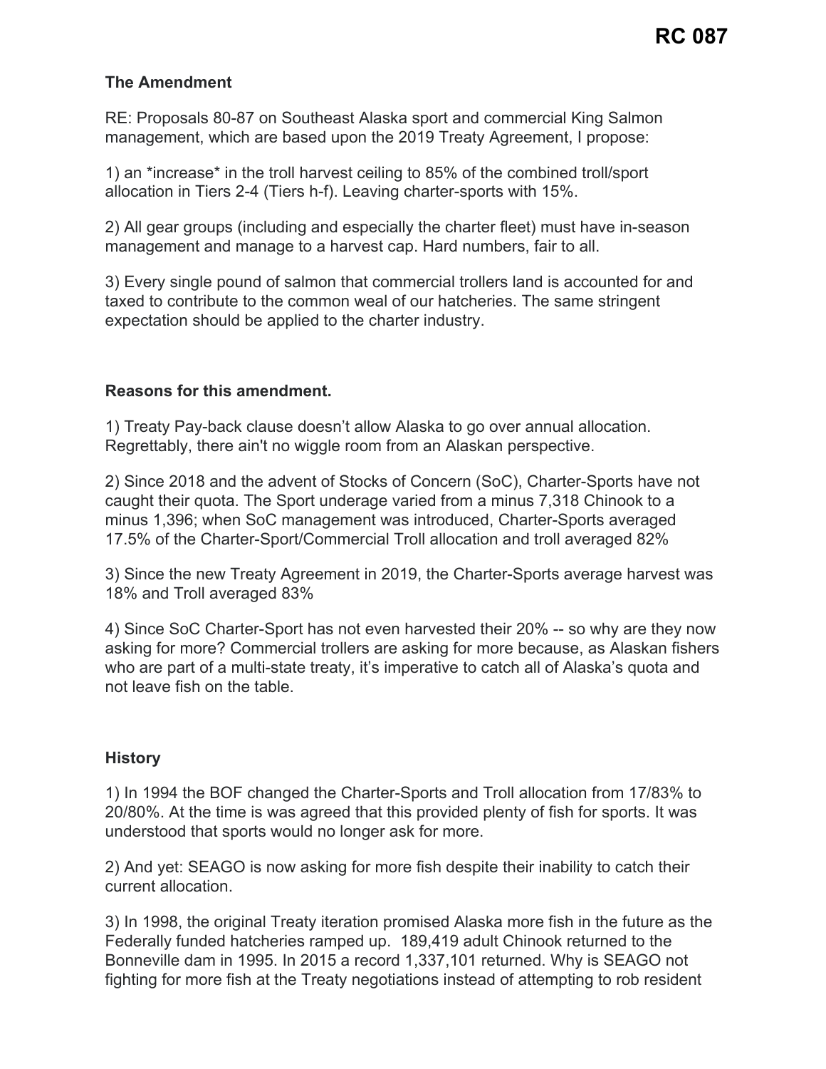**RC 087**

**The Amendment**

RE: Proposals 80-87 on Southeast Alaska sport and commercial King Salmon management, which are based upon the 2019 Treaty Agreement, I propose:

1) an *increase* in the troll harvest ceiling to 85% of the combined troll/sport allocation in Tiers 2-4 (Tiers h-f). Leaving charter-sports with 15%.

2) All gear groups (including and especially the charter fleet) must have in-season management and manage to a harvest cap. Hard numbers, fair to all.

3) Every single pound of salmon that commercial trollers land is accounted for and taxed to contribute to the common weal of our hatcheries. The same stringent expectation should be applied to the charter industry.

**Reasons for this amendment.**

1) Treaty Pay-back clause doesn't allow Alaska to go over annual allocation. Regrettably, there ain't no wiggle room from an Alaskan perspective.

2) Since 2018 and the advent of Stocks of Concern (SoC), Charter-Sports have not caught their quota. The Sport underage varied from a minus 7,318 Chinook to a minus 1,396; when SoC management was introduced, Charter-Sports averaged 17.5% of the Charter-Sport/Commercial Troll allocation and troll averaged 82%

3) Since the new Treaty Agreement in 2019, the Charter-Sports average harvest was 18% and Troll averaged 83%

4) Since SoC Charter-Sport has not even harvested their 20% -- so why are they now asking for more? Commercial trollers are asking for more because, as Alaskan fishers who are part of a multi-state treaty, it's imperative to catch all of Alaska's quota and not leave fish on the table.

**History**

1) In 1994 the BOF changed the Charter-Sports and Troll allocation from 17/83% to 20/80%. At the time is was agreed that this provided plenty of fish for sports. It was understood that sports would no longer ask for more.

2) And yet: SEAGO is now asking for more fish despite their inability to catch their current allocation.

3) In 1998, the original Treaty iteration promised Alaska more fish in the future as the Federally funded hatcheries ramped up. 189,419 adult Chinook returned to the Bonneville dam in 1995. In 2015 a record 1,337,101 returned. Why is SEAGO not fighting for more fish at the Treaty negotiations instead of attempting to rob resident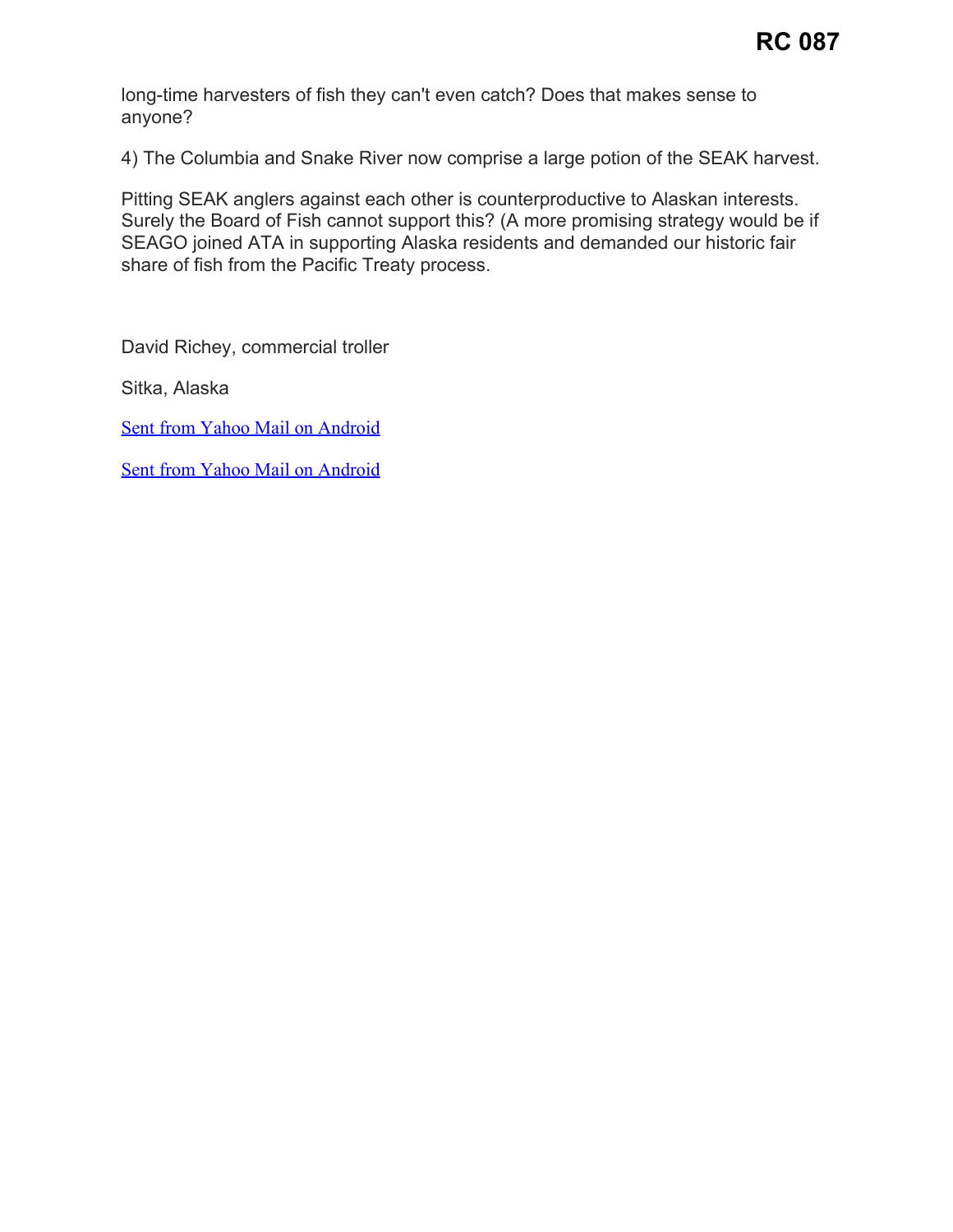long-time harvesters of fish they can't even catch? Does that makes sense to anyone?

4) The Columbia and Snake River now comprise a large potion of the SEAK harvest.

Pitting SEAK anglers against each other is counterproductive to Alaskan interests. Surely the Board of Fish cannot support this? (A more promising strategy would be if SEAGO joined ATA in supporting Alaska residents and demanded our historic fair share of fish from the Pacific Treaty process.

David Richey, commercial troller

Sitka, Alaska

Sent from Yahoo Mail on Android

Sent from Yahoo Mail on Android